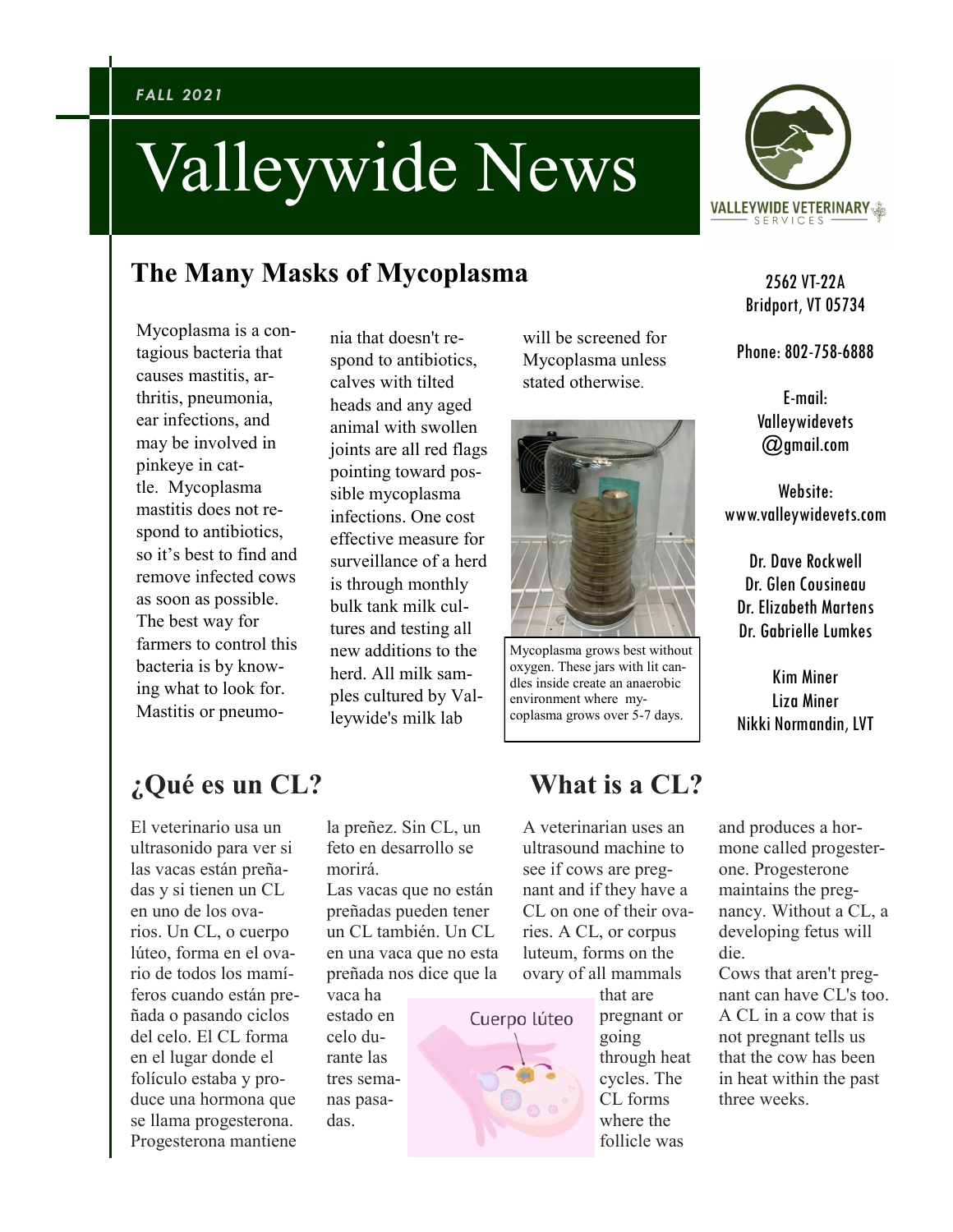*FALL 2021*

# Valleywide News

VALLEYWIDE VETERINARY SERVICES

2562 VT-22A
Bridport, VT 05734

Phone: 802-758-6888

E-mail:
Valleywidevets@gmail.com

Website:
www.valleywidevets.com

Dr. Dave Rockwell
Dr. Glen Cousineau
Dr. Elizabeth Martens
Dr. Gabrielle Lumkes

Kim Miner
Liza Miner
Nikki Normandin, LVT

## The Many Masks of Mycoplasma

Mycoplasma is a contagious bacteria that causes mastitis, arthritis, pneumonia, ear infections, and may be involved in pinkeye in cattle. Mycoplasma mastitis does not respond to antibiotics, so it's best to find and remove infected cows as soon as possible. The best way for farmers to control this bacteria is by knowing what to look for. Mastitis or pneumonia that doesn't respond to antibiotics, calves with tilted heads and any aged animal with swollen joints are all red flags pointing toward possible mycoplasma infections. One cost effective measure for surveillance of a herd is through monthly bulk tank milk cultures and testing all new additions to the herd. All milk samples cultured by Valleywide's milk lab will be screened for Mycoplasma unless stated otherwise.

Mycoplasma grows best without oxygen. These jars with lit candles inside create an anaerobic environment where mycoplasma grows over 5-7 days.

## ¿Qué es un CL?

El veterinario usa un ultrasonido para ver si las vacas están preñadas y si tienen un CL en uno de los ovarios. Un CL, o cuerpo lúteo, forma en el ovario de todos los mamíferos cuando están preñada o pasando ciclos del celo. El CL forma en el lugar donde el folículo estaba y produce una hormona que se llama progesterona. Progesterona mantiene la preñez. Sin CL, un feto en desarrollo se morirá.
Las vacas que no están preñadas pueden tener un CL también. Un CL en una vaca que no esta preñada nos dice que la vaca ha estado en celo durante las tres semanas pasadas.

## What is a CL?

A veterinarian uses an ultrasound machine to see if cows are pregnant and if they have a CL on one of their ovaries. A CL, or corpus luteum, forms on the ovary of all mammals that are pregnant or going through heat cycles. The CL forms where the follicle was and produces a hormone called progesterone. Progesterone maintains the pregnancy. Without a CL, a developing fetus will die.
Cows that aren't pregnant can have CL's too. A CL in a cow that is not pregnant tells us that the cow has been in heat within the past three weeks.

Cuerpo lúteo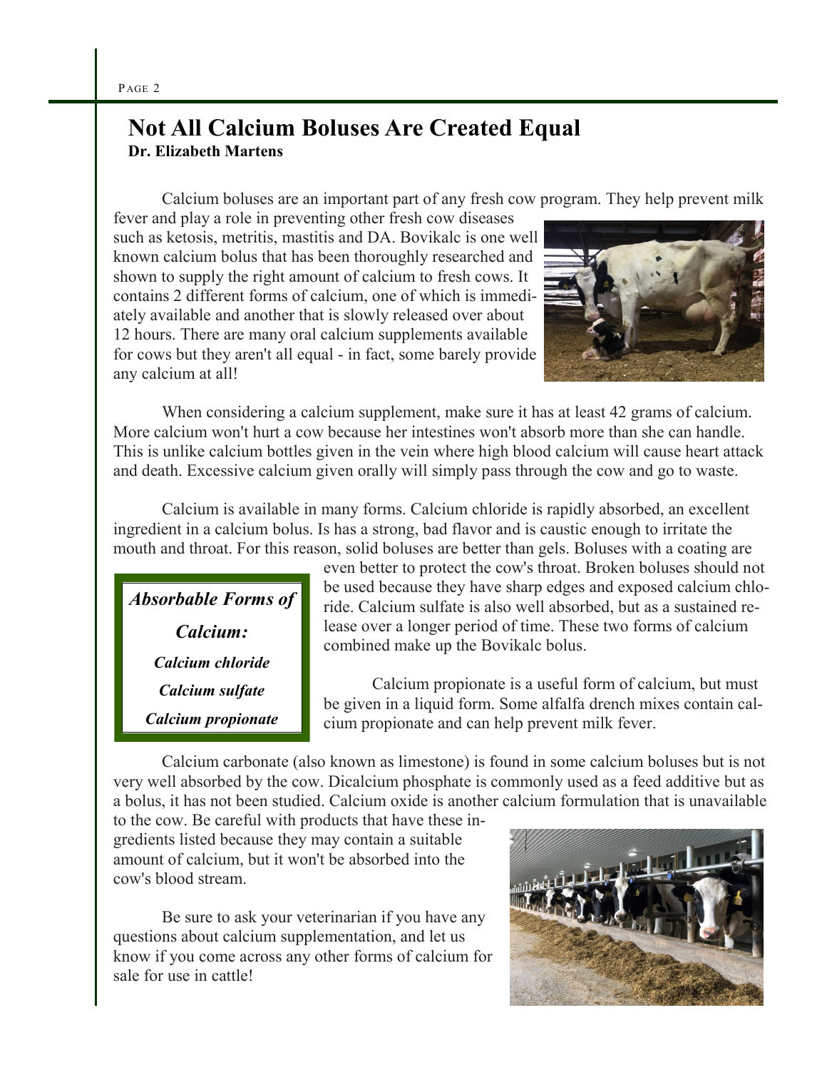# Not All Calcium Boluses Are Created Equal

**Dr. Elizabeth Martens**

Calcium boluses are an important part of any fresh cow program. They help prevent milk fever and play a role in preventing other fresh cow diseases such as ketosis, metritis, mastitis and DA. Bovikalc is one well known calcium bolus that has been thoroughly researched and shown to supply the right amount of calcium to fresh cows. It contains 2 different forms of calcium, one of which is immediately available and another that is slowly released over about 12 hours. There are many oral calcium supplements available for cows but they aren't all equal - in fact, some barely provide any calcium at all!

When considering a calcium supplement, make sure it has at least 42 grams of calcium. More calcium won't hurt a cow because her intestines won't absorb more than she can handle. This is unlike calcium bottles given in the vein where high blood calcium will cause heart attack and death. Excessive calcium given orally will simply pass through the cow and go to waste.

Calcium is available in many forms. Calcium chloride is rapidly absorbed, an excellent ingredient in a calcium bolus. Is has a strong, bad flavor and is caustic enough to irritate the mouth and throat. For this reason, solid boluses are better than gels. Boluses with a coating are even better to protect the cow's throat. Broken boluses should not be used because they have sharp edges and exposed calcium chloride. Calcium sulfate is also well absorbed, but as a sustained release over a longer period of time. These two forms of calcium combined make up the Bovikalc bolus.

***Absorbable Forms of Calcium:***

***Calcium chloride***

***Calcium sulfate***

***Calcium propionate***

Calcium propionate is a useful form of calcium, but must be given in a liquid form. Some alfalfa drench mixes contain calcium propionate and can help prevent milk fever.

Calcium carbonate (also known as limestone) is found in some calcium boluses but is not very well absorbed by the cow. Dicalcium phosphate is commonly used as a feed additive but as a bolus, it has not been studied. Calcium oxide is another calcium formulation that is unavailable to the cow. Be careful with products that have these ingredients listed because they may contain a suitable amount of calcium, but it won't be absorbed into the cow's blood stream.

Be sure to ask your veterinarian if you have any questions about calcium supplementation, and let us know if you come across any other forms of calcium for sale for use in cattle!